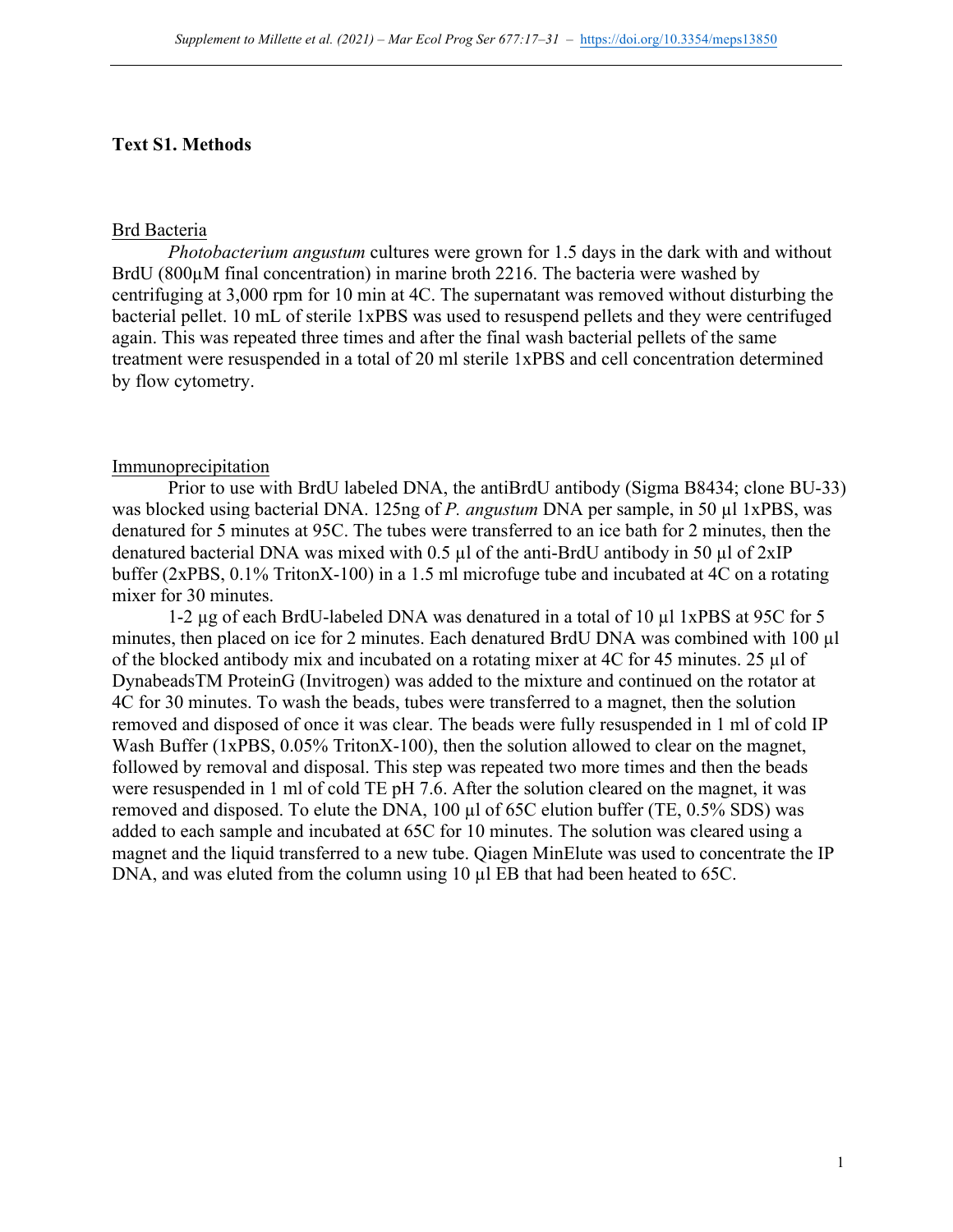**Text S1. Methods**

Brd Bacteria

*Photobacterium angustum* cultures were grown for 1.5 days in the dark with and without BrdU (800µM final concentration) in marine broth 2216. The bacteria were washed by centrifuging at 3,000 rpm for 10 min at 4C. The supernatant was removed without disturbing the bacterial pellet. 10 mL of sterile 1xPBS was used to resuspend pellets and they were centrifuged again. This was repeated three times and after the final wash bacterial pellets of the same treatment were resuspended in a total of 20 ml sterile 1xPBS and cell concentration determined by flow cytometry.

Immunoprecipitation

Prior to use with BrdU labeled DNA, the antiBrdU antibody (Sigma B8434; clone BU-33) was blocked using bacterial DNA. 125ng of *P. angustum* DNA per sample, in 50 µl 1xPBS, was denatured for 5 minutes at 95C. The tubes were transferred to an ice bath for 2 minutes, then the denatured bacterial DNA was mixed with 0.5 µl of the anti-BrdU antibody in 50 µl of 2xIP buffer (2xPBS, 0.1% TritonX-100) in a 1.5 ml microfuge tube and incubated at 4C on a rotating mixer for 30 minutes.

1-2 µg of each BrdU-labeled DNA was denatured in a total of 10 µl 1xPBS at 95C for 5 minutes, then placed on ice for 2 minutes. Each denatured BrdU DNA was combined with 100 µl of the blocked antibody mix and incubated on a rotating mixer at 4C for 45 minutes. 25 µl of DynabeadsTM ProteinG (Invitrogen) was added to the mixture and continued on the rotator at 4C for 30 minutes. To wash the beads, tubes were transferred to a magnet, then the solution removed and disposed of once it was clear. The beads were fully resuspended in 1 ml of cold IP Wash Buffer (1xPBS, 0.05% TritonX-100), then the solution allowed to clear on the magnet, followed by removal and disposal. This step was repeated two more times and then the beads were resuspended in 1 ml of cold TE pH 7.6. After the solution cleared on the magnet, it was removed and disposed. To elute the DNA, 100 µl of 65C elution buffer (TE, 0.5% SDS) was added to each sample and incubated at 65C for 10 minutes. The solution was cleared using a magnet and the liquid transferred to a new tube. Qiagen MinElute was used to concentrate the IP DNA, and was eluted from the column using 10 µl EB that had been heated to 65C.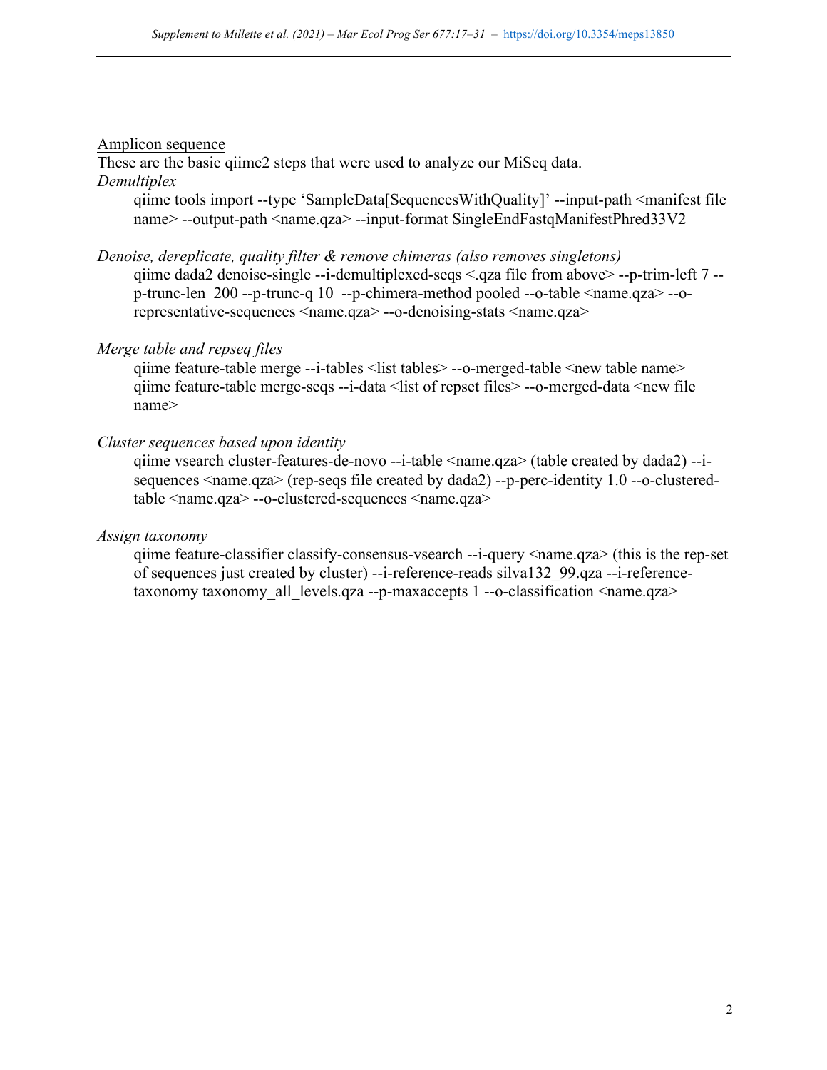Amplicon sequence

These are the basic qiime2 steps that were used to analyze our MiSeq data.

*Demultiplex*

qiime tools import --type ‘SampleData[SequencesWithQuality]’ --input-path <manifest file name> --output-path <name.qza> --input-format SingleEndFastqManifestPhred33V2

*Denoise, dereplicate, quality filter & remove chimeras (also removes singletons)*

qiime dada2 denoise-single --i-demultiplexed-seqs <.qza file from above> --p-trim-left 7 --p-trunc-len  200 --p-trunc-q 10  --p-chimera-method pooled --o-table <name.qza> --o-representative-sequences <name.qza> --o-denoising-stats <name.qza>

*Merge table and repseq files*

qiime feature-table merge --i-tables <list tables> --o-merged-table <new table name>
qiime feature-table merge-seqs --i-data <list of repset files> --o-merged-data <new file name>

*Cluster sequences based upon identity*

qiime vsearch cluster-features-de-novo --i-table <name.qza> (table created by dada2) --i-sequences <name.qza> (rep-seqs file created by dada2) --p-perc-identity 1.0 --o-clustered-table <name.qza> --o-clustered-sequences <name.qza>

*Assign taxonomy*

qiime feature-classifier classify-consensus-vsearch --i-query <name.qza> (this is the rep-set of sequences just created by cluster) --i-reference-reads silva132_99.qza --i-reference-taxonomy taxonomy_all_levels.qza --p-maxaccepts 1 --o-classification <name.qza>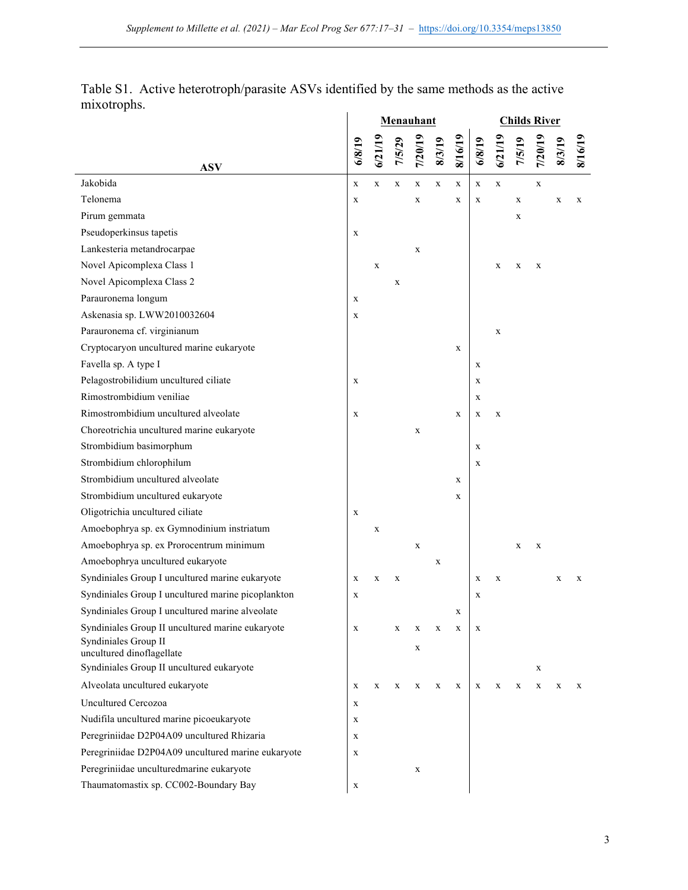Table S1. Active heterotroph/parasite ASVs identified by the same methods as the active mixotrophs.

| ASV | **Menauhant** | | | | | | **Childs River** | | | | | |
|---|---|---|---|---|---|---|---|---|---|---|---|---|
| | 6/8/19 | 6/21/19 | 7/5/29 | 7/20/19 | 8/3/19 | 8/16/19 | 6/8/19 | 6/21/19 | 7/5/19 | 7/20/19 | 8/3/19 | 8/16/19 |
| Jakobida | x | x | x | x | x | x | x | x | | x | | |
| Telonema | x | | | x | | x | x | | x | | x | x |
| Pirum gemmata | | | | | | | | | x | | | |
| Pseudoperkinsus tapetis | x | | | | | | | | | | | |
| Lankesteria metandrocarpae | | | | x | | | | | | | | |
| Novel Apicomplexa Class 1 | | x | | | | | | x | x | x | | |
| Novel Apicomplexa Class 2 | | | x | | | | | | | | | |
| Parauronema longum | x | | | | | | | | | | | |
| Askenasia sp. LWW2010032604 | x | | | | | | | | | | | |
| Parauronema cf. virginianum | | | | | | | | x | | | | |
| Cryptocaryon uncultured marine eukaryote | | | | | | x | | | | | | |
| Favella sp. A type I | | | | | | | x | | | | | |
| Pelagostrobilidium uncultured ciliate | x | | | | | | x | | | | | |
| Rimostrombidium veniliae | | | | | | | x | | | | | |
| Rimostrombidium uncultured alveolate | x | | | | | x | x | x | | | | |
| Choreotrichia uncultured marine eukaryote | | | | x | | | | | | | | |
| Strombidium basimorphum | | | | | | | x | | | | | |
| Strombidium chlorophilum | | | | | | | x | | | | | |
| Strombidium uncultured alveolate | | | | | | x | | | | | | |
| Strombidium uncultured eukaryote | | | | | | x | | | | | | |
| Oligotrichia uncultured ciliate | x | | | | | | | | | | | |
| Amoebophrya sp. ex Gymnodinium instriatum | | x | | | | | | | | | | |
| Amoebophrya sp. ex Prorocentrum minimum | | | | x | | | | | x | x | | |
| Amoebophrya uncultured eukaryote | | | | | x | | | | | | | |
| Syndiniales Group I uncultured marine eukaryote | x | x | x | | | | x | x | | | x | x |
| Syndiniales Group I uncultured marine picoplankton | x | | | | | | x | | | | | |
| Syndiniales Group I uncultured marine alveolate | | | | | | x | | | | | | |
| Syndiniales Group II uncultured marine eukaryote | x | | x | x | x | x | x | | | | | |
| Syndiniales Group II uncultured dinoflagellate | | | | x | | | | | | | | |
| Syndiniales Group II uncultured eukaryote | | | | | | | | | | x | | |
| Alveolata uncultured eukaryote | x | x | x | x | x | x | x | x | x | x | x | x |
| Uncultured Cercozoa | x | | | | | | | | | | | |
| Nudifila uncultured marine picoeukaryote | x | | | | | | | | | | | |
| Peregriniidae D2P04A09 uncultured Rhizaria | x | | | | | | | | | | | |
| Peregriniidae D2P04A09 uncultured marine eukaryote | x | | | | | | | | | | | |
| Peregriniidae unculturedmarine eukaryote | | | | x | | | | | | | | |
| Thaumatomastix sp. CC002-Boundary Bay | x | | | | | | | | | | | |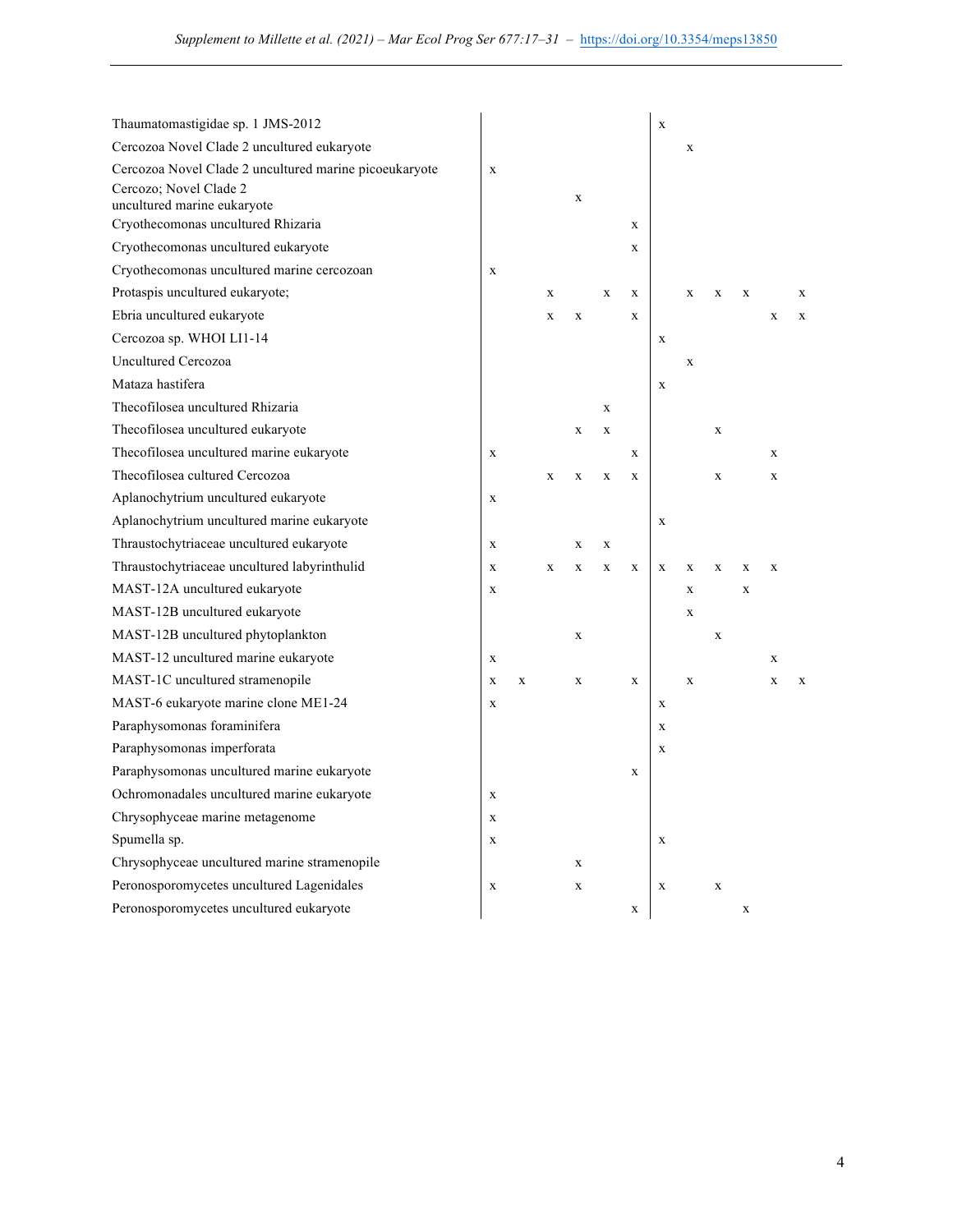| | | | | | | | | | | | | |
|---|---|---|---|---|---|---|---|---|---|---|---|---|
| Thaumatomastigidae sp. 1 JMS-2012 | | | | | | | x | | | | | |
| Cercozoa Novel Clade 2 uncultured eukaryote | | | | | | | | x | | | | |
| Cercozoa Novel Clade 2 uncultured marine picoeukaryote | x | | | | | | | | | | | |
| Cercozo; Novel Clade 2 uncultured marine eukaryote | | | | x | | | | | | | | |
| Cryothecomonas uncultured Rhizaria | | | | | | x | | | | | | |
| Cryothecomonas uncultured eukaryote | | | | | | x | | | | | | |
| Cryothecomonas uncultured marine cercozoan | x | | | | | | | | | | | |
| Protaspis uncultured eukaryote; | | | x | | x | x | | x | x | x | | x |
| Ebria uncultured eukaryote | | | x | x | | x | | | | | x | x |
| Cercozoa sp. WHOI LI1-14 | | | | | | | x | | | | | |
| Uncultured Cercozoa | | | | | | | | x | | | | |
| Mataza hastifera | | | | | | | x | | | | | |
| Thecofilosea uncultured Rhizaria | | | | | x | | | | | | | |
| Thecofilosea uncultured eukaryote | | | | x | x | | | | x | | | |
| Thecofilosea uncultured marine eukaryote | x | | | | | x | | | | | x | |
| Thecofilosea cultured Cercozoa | | | x | x | x | x | | | x | | x | |
| Aplanochytrium uncultured eukaryote | x | | | | | | | | | | | |
| Aplanochytrium uncultured marine eukaryote | | | | | | | x | | | | | |
| Thraustochytriaceae uncultured eukaryote | x | | | x | x | | | | | | | |
| Thraustochytriaceae uncultured labyrinthulid | x | | x | x | x | x | x | x | x | x | x | |
| MAST-12A uncultured eukaryote | x | | | | | | | x | | x | | |
| MAST-12B uncultured eukaryote | | | | | | | | x | | | | |
| MAST-12B uncultured phytoplankton | | | | x | | | | | x | | | |
| MAST-12 uncultured marine eukaryote | x | | | | | | | | | | x | |
| MAST-1C uncultured stramenopile | x | x | | x | | x | | x | | | x | x |
| MAST-6 eukaryote marine clone ME1-24 | x | | | | | | x | | | | | |
| Paraphysomonas foraminifera | | | | | | | x | | | | | |
| Paraphysomonas imperforata | | | | | | | x | | | | | |
| Paraphysomonas uncultured marine eukaryote | | | | | | x | | | | | | |
| Ochromonadales uncultured marine eukaryote | x | | | | | | | | | | | |
| Chrysophyceae marine metagenome | x | | | | | | | | | | | |
| Spumella sp. | x | | | | | | x | | | | | |
| Chrysophyceae uncultured marine stramenopile | | | | x | | | | | | | | |
| Peronosporomycetes uncultured Lagenidales | x | | | x | | | x | | x | | | |
| Peronosporomycetes uncultured eukaryote | | | | | | x | | | | x | | |